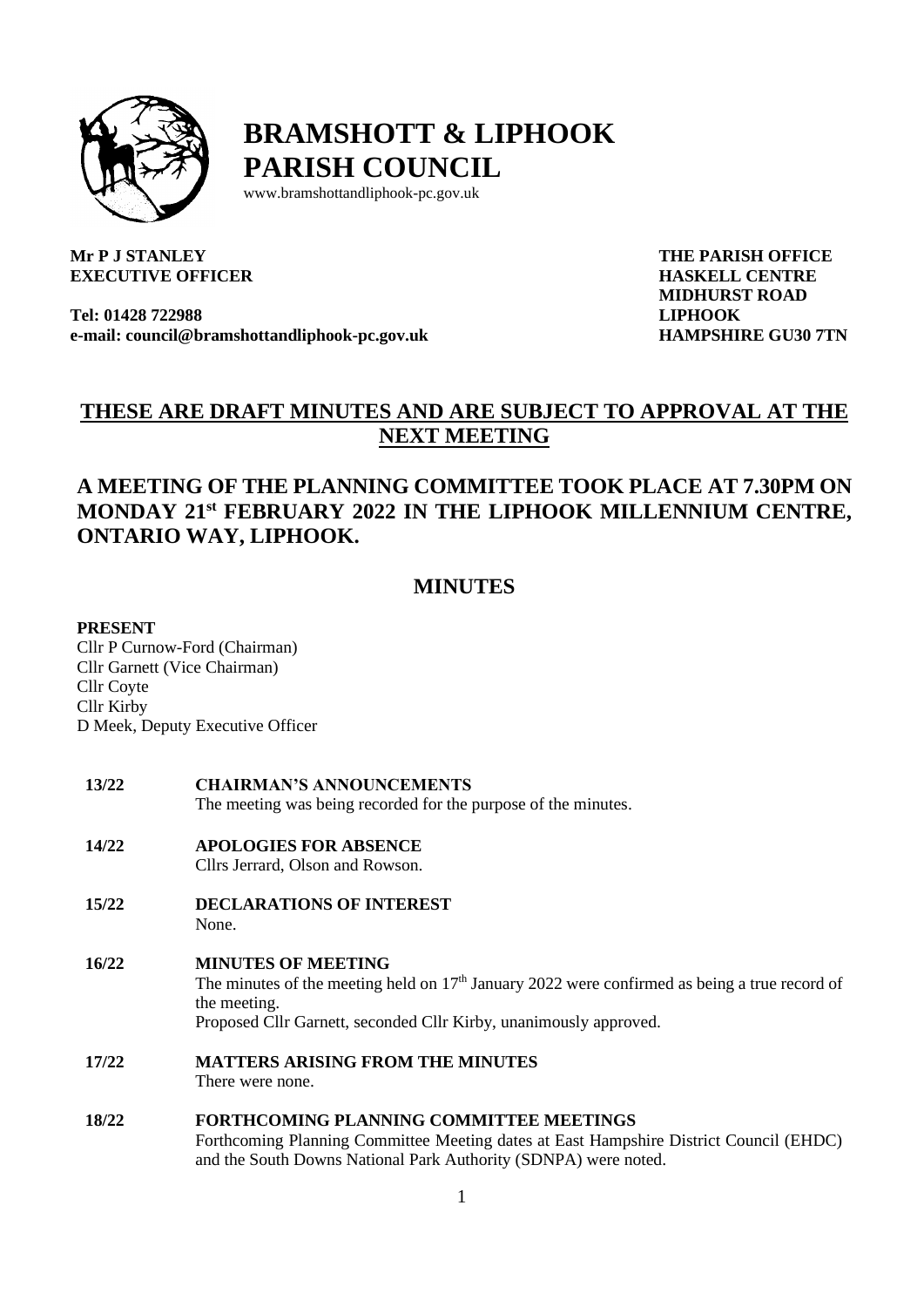# BRAMSHOTT & LIPHOOK PARISH COUNCIL

www.bramshottandliphook-pc.gov.uk

**Mr P J STANLEY**
**EXECUTIVE OFFICER**

**Tel: 01428 722988**
**e-mail: council@bramshottandliphook-pc.gov.uk**

**THE PARISH OFFICE**
**HASKELL CENTRE**
**MIDHURST ROAD**
**LIPHOOK**
**HAMPSHIRE GU30 7TN**

## THESE ARE DRAFT MINUTES AND ARE SUBJECT TO APPROVAL AT THE NEXT MEETING

## A MEETING OF THE PLANNING COMMITTEE TOOK PLACE AT 7.30PM ON MONDAY 21st FEBRUARY 2022 IN THE LIPHOOK MILLENNIUM CENTRE, ONTARIO WAY, LIPHOOK.

## MINUTES

**PRESENT**
Cllr P Curnow-Ford (Chairman)
Cllr Garnett (Vice Chairman)
Cllr Coyte
Cllr Kirby
D Meek, Deputy Executive Officer

**13/22 CHAIRMAN'S ANNOUNCEMENTS**
The meeting was being recorded for the purpose of the minutes.

**14/22 APOLOGIES FOR ABSENCE**
Cllrs Jerrard, Olson and Rowson.

**15/22 DECLARATIONS OF INTEREST**
None.

**16/22 MINUTES OF MEETING**
The minutes of the meeting held on 17th January 2022 were confirmed as being a true record of the meeting.
Proposed Cllr Garnett, seconded Cllr Kirby, unanimously approved.

**17/22 MATTERS ARISING FROM THE MINUTES**
There were none.

**18/22 FORTHCOMING PLANNING COMMITTEE MEETINGS**
Forthcoming Planning Committee Meeting dates at East Hampshire District Council (EHDC) and the South Downs National Park Authority (SDNPA) were noted.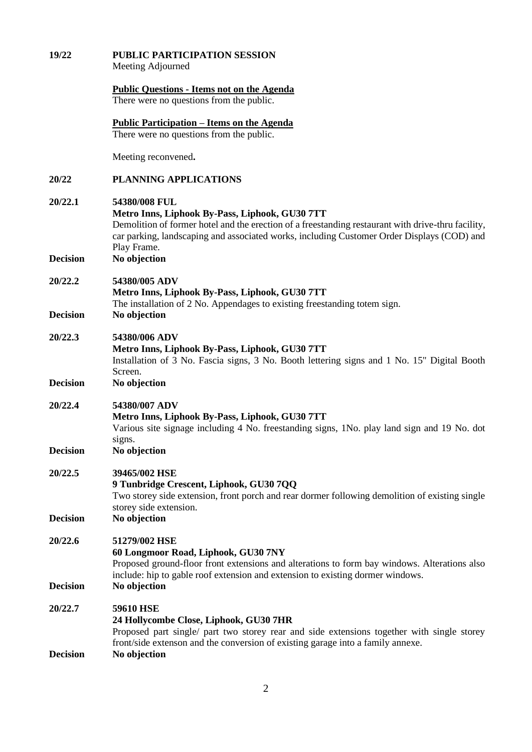**19/22** **PUBLIC PARTICIPATION SESSION**

Meeting Adjourned

**Public Questions - Items not on the Agenda**

There were no questions from the public.

**Public Participation – Items on the Agenda**

There were no questions from the public.

Meeting reconvened**.**

**20/22** **PLANNING APPLICATIONS**

**20/22.1** **54380/008 FUL**

**Metro Inns, Liphook By-Pass, Liphook, GU30 7TT**

Demolition of former hotel and the erection of a freestanding restaurant with drive-thru facility, car parking, landscaping and associated works, including Customer Order Displays (COD) and Play Frame.

**Decision** **No objection**

**20/22.2** **54380/005 ADV**

**Metro Inns, Liphook By-Pass, Liphook, GU30 7TT**

The installation of 2 No. Appendages to existing freestanding totem sign.

**Decision** **No objection**

**20/22.3** **54380/006 ADV**

**Metro Inns, Liphook By-Pass, Liphook, GU30 7TT**

Installation of 3 No. Fascia signs, 3 No. Booth lettering signs and 1 No. 15" Digital Booth Screen.

**Decision** **No objection**

**20/22.4** **54380/007 ADV**

**Metro Inns, Liphook By-Pass, Liphook, GU30 7TT**

Various site signage including 4 No. freestanding signs, 1No. play land sign and 19 No. dot signs.

**Decision** **No objection**

**20/22.5** **39465/002 HSE**

**9 Tunbridge Crescent, Liphook, GU30 7QQ**

Two storey side extension, front porch and rear dormer following demolition of existing single storey side extension.

**Decision** **No objection**

**20/22.6** **51279/002 HSE**

**60 Longmoor Road, Liphook, GU30 7NY**

Proposed ground-floor front extensions and alterations to form bay windows. Alterations also include: hip to gable roof extension and extension to existing dormer windows.

**Decision** **No objection**

**20/22.7** **59610 HSE**

**24 Hollycombe Close, Liphook, GU30 7HR**

Proposed part single/ part two storey rear and side extensions together with single storey front/side extenson and the conversion of existing garage into a family annexe.

**Decision** **No objection**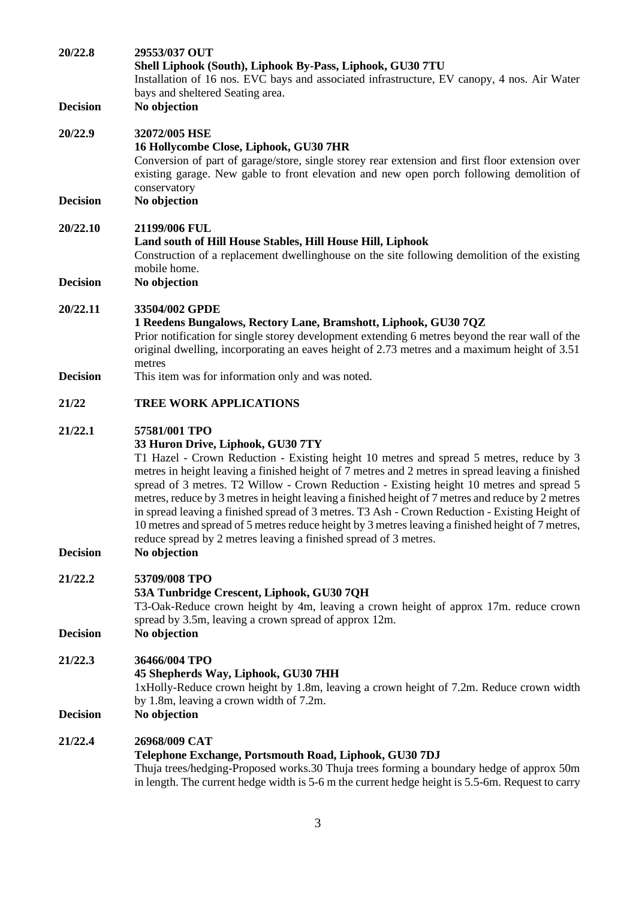**20/22.8** **29553/037 OUT**
**Shell Liphook (South), Liphook By-Pass, Liphook, GU30 7TU**
Installation of 16 nos. EVC bays and associated infrastructure, EV canopy, 4 nos. Air Water bays and sheltered Seating area.

**Decision** **No objection**

**20/22.9** **32072/005 HSE**
**16 Hollycombe Close, Liphook, GU30 7HR**
Conversion of part of garage/store, single storey rear extension and first floor extension over existing garage. New gable to front elevation and new open porch following demolition of conservatory

**Decision** **No objection**

**20/22.10** **21199/006 FUL**
**Land south of Hill House Stables, Hill House Hill, Liphook**
Construction of a replacement dwellinghouse on the site following demolition of the existing mobile home.

**Decision** **No objection**

**20/22.11** **33504/002 GPDE**
**1 Reedens Bungalows, Rectory Lane, Bramshott, Liphook, GU30 7QZ**
Prior notification for single storey development extending 6 metres beyond the rear wall of the original dwelling, incorporating an eaves height of 2.73 metres and a maximum height of 3.51 metres

**Decision** This item was for information only and was noted.

**21/22** **TREE WORK APPLICATIONS**

**21/22.1** **57581/001 TPO**
**33 Huron Drive, Liphook, GU30 7TY**
T1 Hazel - Crown Reduction - Existing height 10 metres and spread 5 metres, reduce by 3 metres in height leaving a finished height of 7 metres and 2 metres in spread leaving a finished spread of 3 metres. T2 Willow - Crown Reduction - Existing height 10 metres and spread 5 metres, reduce by 3 metres in height leaving a finished height of 7 metres and reduce by 2 metres in spread leaving a finished spread of 3 metres. T3 Ash - Crown Reduction - Existing Height of 10 metres and spread of 5 metres reduce height by 3 metres leaving a finished height of 7 metres, reduce spread by 2 metres leaving a finished spread of 3 metres.

**Decision** **No objection**

**21/22.2** **53709/008 TPO**
**53A Tunbridge Crescent, Liphook, GU30 7QH**
T3-Oak-Reduce crown height by 4m, leaving a crown height of approx 17m. reduce crown spread by 3.5m, leaving a crown spread of approx 12m.

**Decision** **No objection**

**21/22.3** **36466/004 TPO**
**45 Shepherds Way, Liphook, GU30 7HH**
1xHolly-Reduce crown height by 1.8m, leaving a crown height of 7.2m. Reduce crown width by 1.8m, leaving a crown width of 7.2m.

**Decision** **No objection**

**21/22.4** **26968/009 CAT**
**Telephone Exchange, Portsmouth Road, Liphook, GU30 7DJ**
Thuja trees/hedging-Proposed works.30 Thuja trees forming a boundary hedge of approx 50m in length. The current hedge width is 5-6 m the current hedge height is 5.5-6m. Request to carry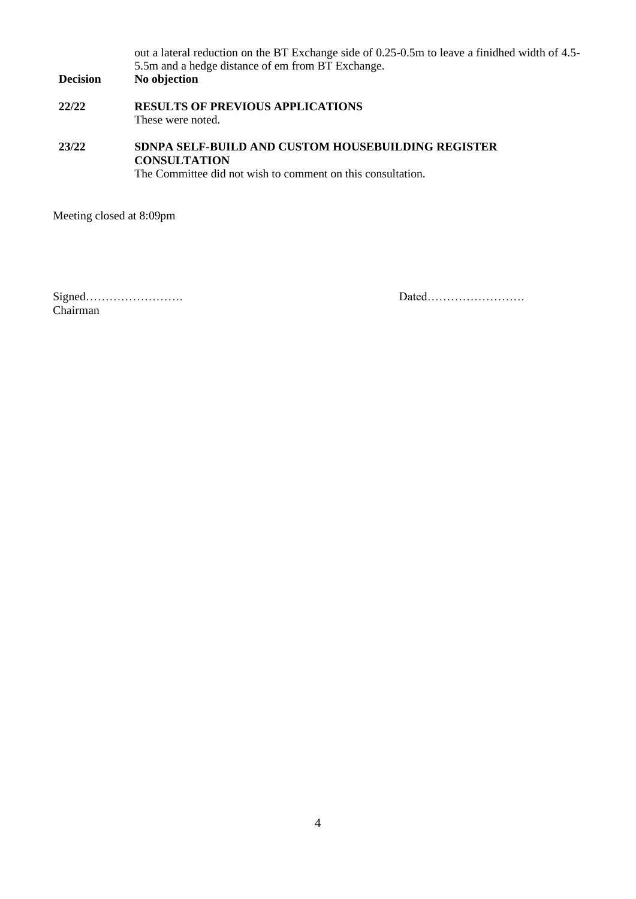out a lateral reduction on the BT Exchange side of 0.25-0.5m to leave a finidhed width of 4.5-5.5m and a hedge distance of em from BT Exchange.

**Decision** **No objection**

**22/22** **RESULTS OF PREVIOUS APPLICATIONS**

These were noted.

**23/22** **SDNPA SELF-BUILD AND CUSTOM HOUSEBUILDING REGISTER CONSULTATION**

The Committee did not wish to comment on this consultation.

Meeting closed at 8:09pm

Signed……………………. Dated…………………….

Chairman